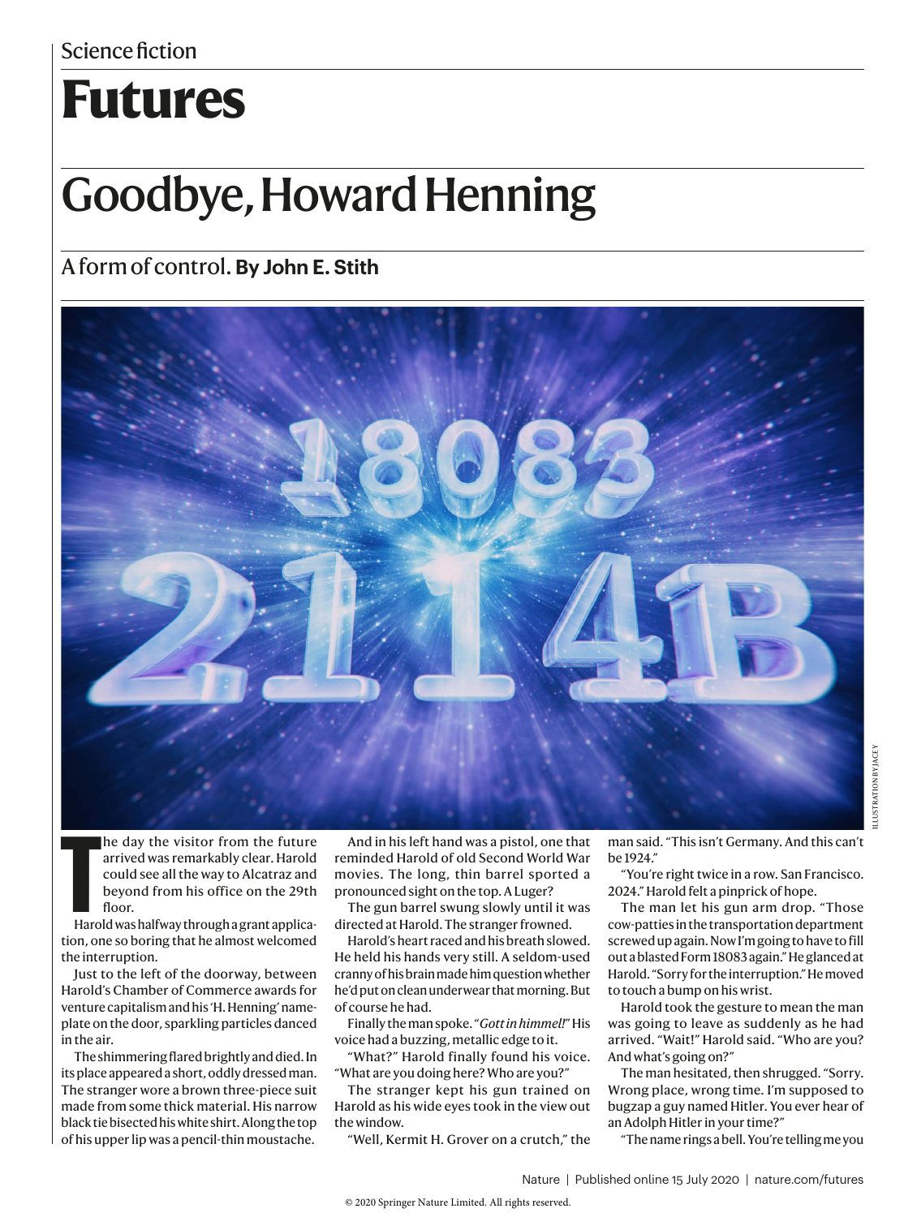Science fiction

# Futures

## Goodbye, Howard Henning

A form of control. **By John E. Stith**

The day the visitor from the future arrived was remarkably clear. Harold could see all the way to Alcatraz and beyond from his office on the 29th floor.

Harold was halfway through a grant application, one so boring that he almost welcomed the interruption.

Just to the left of the doorway, between Harold's Chamber of Commerce awards for venture capitalism and his 'H. Henning' nameplate on the door, sparkling particles danced in the air.

The shimmering flared brightly and died. In its place appeared a short, oddly dressed man. The stranger wore a brown three-piece suit made from some thick material. His narrow black tie bisected his white shirt. Along the top of his upper lip was a pencil-thin moustache.

And in his left hand was a pistol, one that reminded Harold of old Second World War movies. The long, thin barrel sported a pronounced sight on the top. A Luger?

The gun barrel swung slowly until it was directed at Harold. The stranger frowned.

Harold's heart raced and his breath slowed. He held his hands very still. A seldom-used cranny of his brain made him question whether he'd put on clean underwear that morning. But of course he had.

Finally the man spoke. "*Gott in himmel!*" His voice had a buzzing, metallic edge to it.

"What?" Harold finally found his voice. "What are you doing here? Who are you?"

The stranger kept his gun trained on Harold as his wide eyes took in the view out the window.

"Well, Kermit H. Grover on a crutch," the man said. "This isn't Germany. And this can't be 1924."

"You're right twice in a row. San Francisco. 2024." Harold felt a pinprick of hope.

The man let his gun arm drop. "Those cow-patties in the transportation department screwed up again. Now I'm going to have to fill out a blasted Form 18083 again." He glanced at Harold. "Sorry for the interruption." He moved to touch a bump on his wrist.

Harold took the gesture to mean the man was going to leave as suddenly as he had arrived. "Wait!" Harold said. "Who are you? And what's going on?"

The man hesitated, then shrugged. "Sorry. Wrong place, wrong time. I'm supposed to bugzap a guy named Hitler. You ever hear of an Adolph Hitler in your time?"

"The name rings a bell. You're telling me you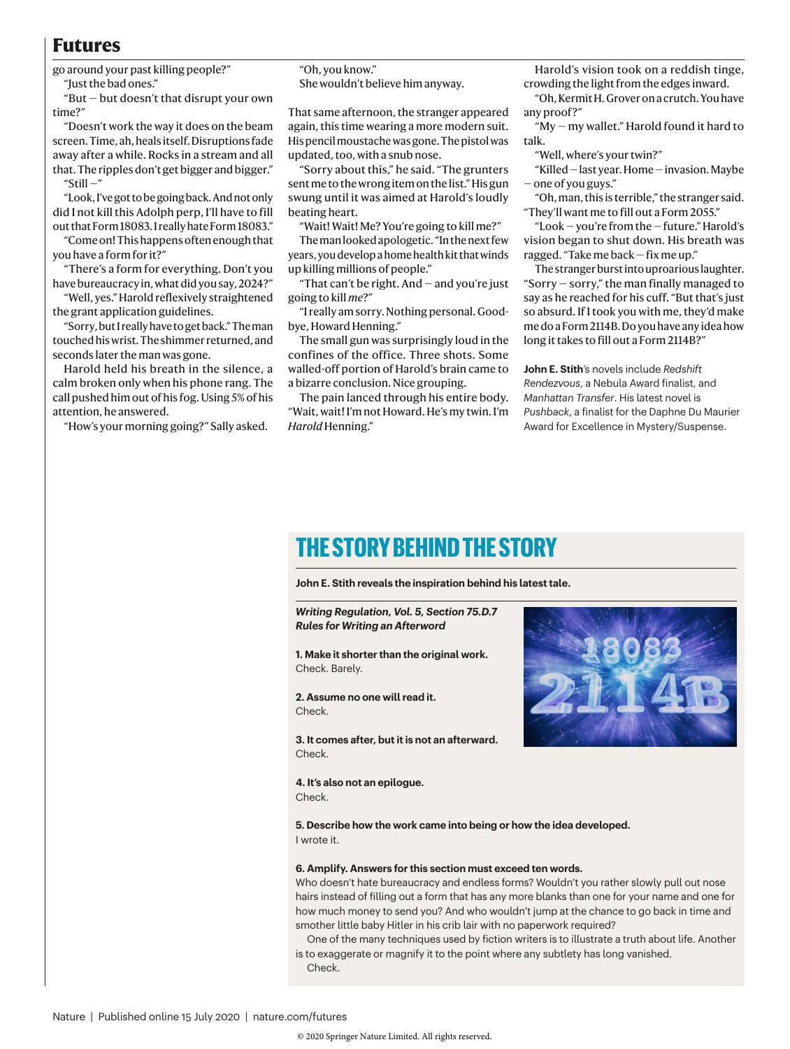go around your past killing people?"

"Just the bad ones."

"But — but doesn't that disrupt your own time?"

"Doesn't work the way it does on the beam screen. Time, ah, heals itself. Disruptions fade away after a while. Rocks in a stream and all that. The ripples don't get bigger and bigger."

"Still —"

"Look, I've got to be going back. And not only did I not kill this Adolph perp, I'll have to fill out that Form 18083. I really hate Form 18083."

"Come on! This happens often enough that you have a form for it?"

"There's a form for everything. Don't you have bureaucracy in, what did you say, 2024?"

"Well, yes." Harold reflexively straightened the grant application guidelines.

"Sorry, but I really have to get back." The man touched his wrist. The shimmer returned, and seconds later the man was gone.

Harold held his breath in the silence, a calm broken only when his phone rang. The call pushed him out of his fog. Using 5% of his attention, he answered.

"How's your morning going?" Sally asked.

"Oh, you know."

She wouldn't believe him anyway.

That same afternoon, the stranger appeared again, this time wearing a more modern suit. His pencil moustache was gone. The pistol was updated, too, with a snub nose.

"Sorry about this," he said. "The grunters sent me to the wrong item on the list." His gun swung until it was aimed at Harold's loudly beating heart.

"Wait! Wait! Me? You're going to kill me?"

The man looked apologetic. "In the next few years, you develop a home health kit that winds up killing millions of people."

"That can't be right. And — and you're just going to kill *me*?"

"I really am sorry. Nothing personal. Goodbye, Howard Henning."

The small gun was surprisingly loud in the confines of the office. Three shots. Some walled-off portion of Harold's brain came to a bizarre conclusion. Nice grouping.

The pain lanced through his entire body. "Wait, wait! I'm not Howard. He's my twin. I'm *Harold* Henning."

Harold's vision took on a reddish tinge, crowding the light from the edges inward.

"Oh, Kermit H. Grover on a crutch. You have any proof?"

"My — my wallet." Harold found it hard to talk.

"Well, where's your twin?"

"Killed — last year. Home — invasion. Maybe — one of you guys."

"Oh, man, this is terrible," the stranger said. "They'll want me to fill out a Form 2055."

"Look — you're from the — future." Harold's vision began to shut down. His breath was ragged. "Take me back — fix me up."

The stranger burst into uproarious laughter. "Sorry — sorry," the man finally managed to say as he reached for his cuff. "But that's just so absurd. If I took you with me, they'd make me do a Form 2114B. Do you have any idea how long it takes to fill out a Form 2114B?"

**John E. Stith**'s novels include *Redshift Rendezvous*, a Nebula Award finalist, and *Manhattan Transfer*. His latest novel is *Pushback*, a finalist for the Daphne Du Maurier Award for Excellence in Mystery/Suspense.

## THE STORY BEHIND THE STORY

**John E. Stith reveals the inspiration behind his latest tale.**

***Writing Regulation, Vol. 5, Section 75.D.7 Rules for Writing an Afterword***

**1. Make it shorter than the original work.**
Check. Barely.

**2. Assume no one will read it.**
Check.

**3. It comes after, but it is not an afterward.**
Check.

**4. It's also not an epilogue.**
Check.

**5. Describe how the work came into being or how the idea developed.**
I wrote it.

**6. Amplify. Answers for this section must exceed ten words.**
Who doesn't hate bureaucracy and endless forms? Wouldn't you rather slowly pull out nose hairs instead of filling out a form that has any more blanks than one for your name and one for how much money to send you? And who wouldn't jump at the chance to go back in time and smother little baby Hitler in his crib lair with no paperwork required?

One of the many techniques used by fiction writers is to illustrate a truth about life. Another is to exaggerate or magnify it to the point where any subtlety has long vanished.

Check.